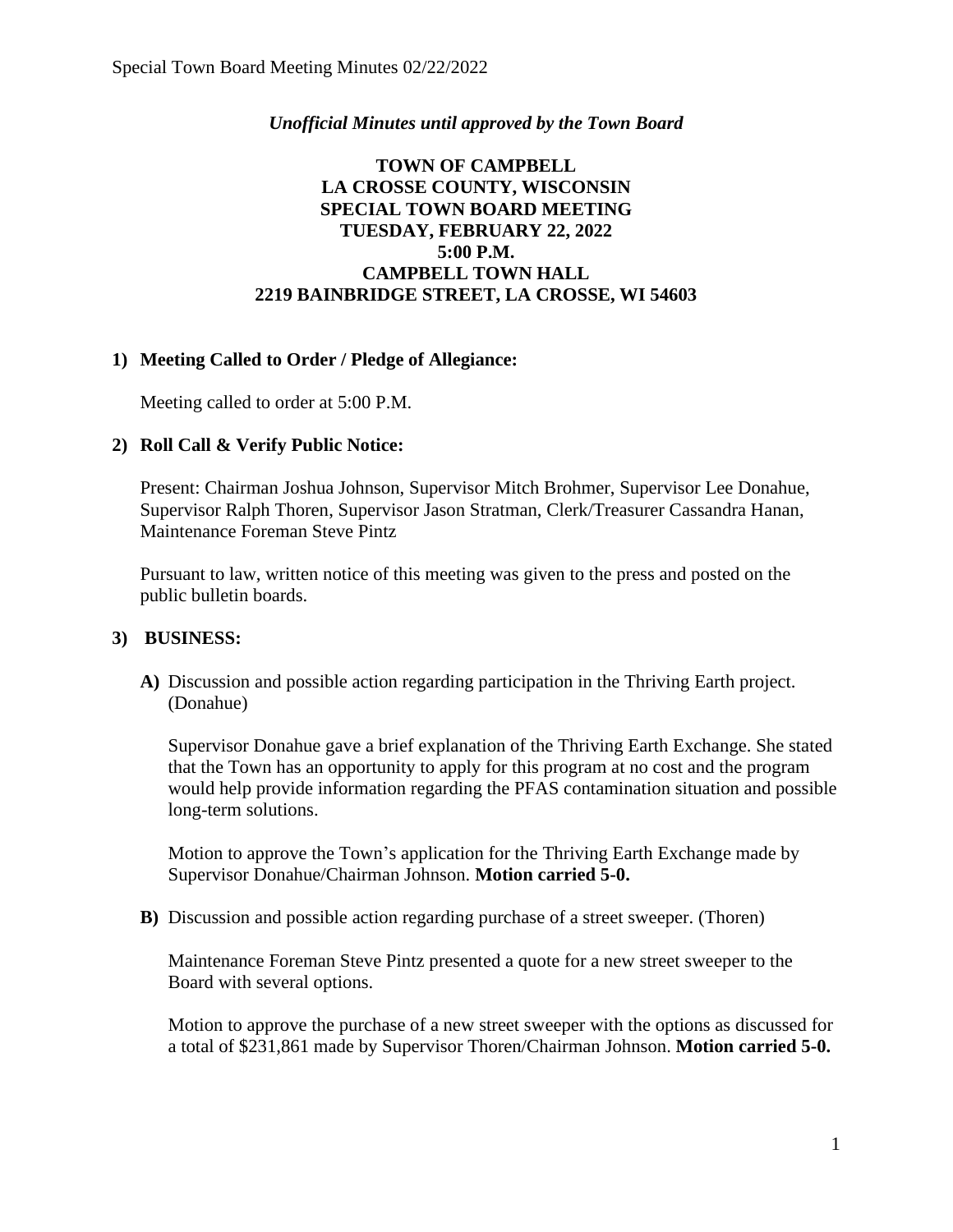*Unofficial Minutes until approved by the Town Board*

**TOWN OF CAMPBELL**
**LA CROSSE COUNTY, WISCONSIN**
**SPECIAL TOWN BOARD MEETING**
**TUESDAY, FEBRUARY 22, 2022**
**5:00 P.M.**
**CAMPBELL TOWN HALL**
**2219 BAINBRIDGE STREET, LA CROSSE, WI 54603**

**1) Meeting Called to Order / Pledge of Allegiance:**

Meeting called to order at 5:00 P.M.

**2) Roll Call & Verify Public Notice:**

Present: Chairman Joshua Johnson, Supervisor Mitch Brohmer, Supervisor Lee Donahue, Supervisor Ralph Thoren, Supervisor Jason Stratman, Clerk/Treasurer Cassandra Hanan, Maintenance Foreman Steve Pintz

Pursuant to law, written notice of this meeting was given to the press and posted on the public bulletin boards.

**3) BUSINESS:**

**A)** Discussion and possible action regarding participation in the Thriving Earth project. (Donahue)

Supervisor Donahue gave a brief explanation of the Thriving Earth Exchange. She stated that the Town has an opportunity to apply for this program at no cost and the program would help provide information regarding the PFAS contamination situation and possible long-term solutions.

Motion to approve the Town's application for the Thriving Earth Exchange made by Supervisor Donahue/Chairman Johnson. **Motion carried 5-0.**

**B)** Discussion and possible action regarding purchase of a street sweeper. (Thoren)

Maintenance Foreman Steve Pintz presented a quote for a new street sweeper to the Board with several options.

Motion to approve the purchase of a new street sweeper with the options as discussed for a total of $231,861 made by Supervisor Thoren/Chairman Johnson. **Motion carried 5-0.**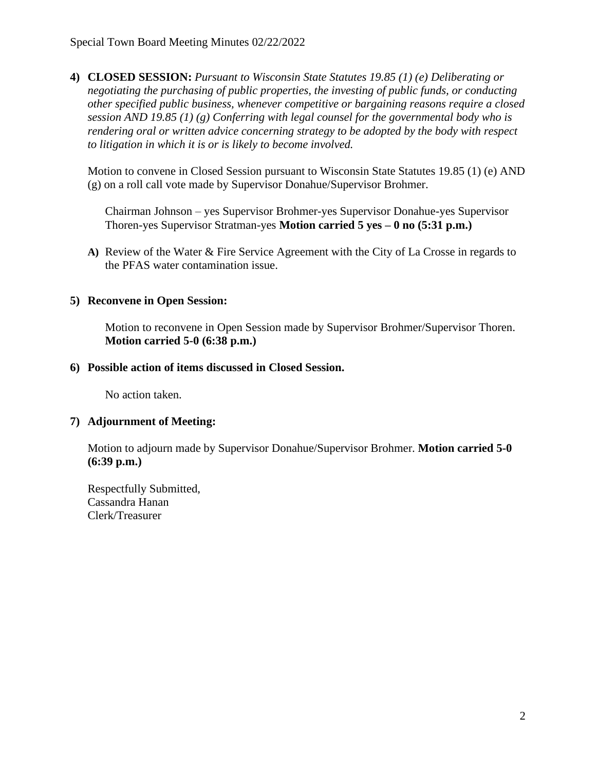**4) CLOSED SESSION:** *Pursuant to Wisconsin State Statutes 19.85 (1) (e) Deliberating or negotiating the purchasing of public properties, the investing of public funds, or conducting other specified public business, whenever competitive or bargaining reasons require a closed session AND 19.85 (1) (g) Conferring with legal counsel for the governmental body who is rendering oral or written advice concerning strategy to be adopted by the body with respect to litigation in which it is or is likely to become involved.*

Motion to convene in Closed Session pursuant to Wisconsin State Statutes 19.85 (1) (e) AND (g) on a roll call vote made by Supervisor Donahue/Supervisor Brohmer.

Chairman Johnson – yes Supervisor Brohmer-yes Supervisor Donahue-yes Supervisor Thoren-yes Supervisor Stratman-yes **Motion carried 5 yes – 0 no (5:31 p.m.)**

**A)** Review of the Water & Fire Service Agreement with the City of La Crosse in regards to the PFAS water contamination issue.

**5) Reconvene in Open Session:**

Motion to reconvene in Open Session made by Supervisor Brohmer/Supervisor Thoren. **Motion carried 5-0 (6:38 p.m.)**

**6) Possible action of items discussed in Closed Session.**

No action taken.

**7) Adjournment of Meeting:**

Motion to adjourn made by Supervisor Donahue/Supervisor Brohmer. **Motion carried 5-0 (6:39 p.m.)**

Respectfully Submitted,
Cassandra Hanan
Clerk/Treasurer